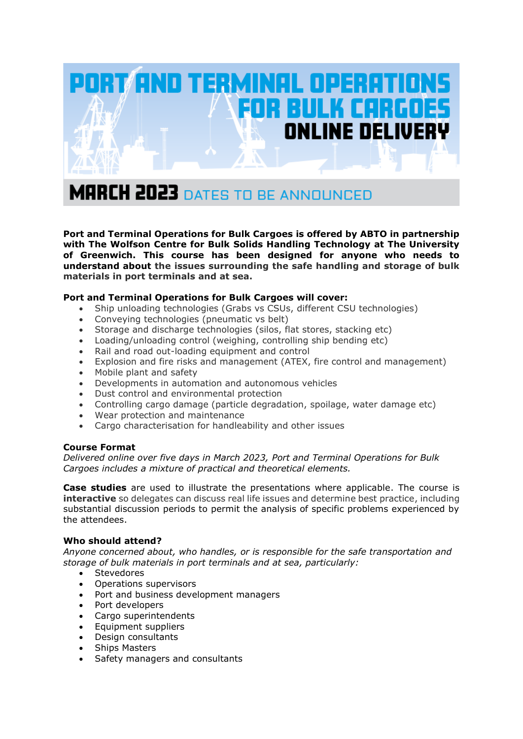# PORT AND TERMINAL OPERATIONS FOR BULK CARGOES

## ONLINE DELIVERY

## MARCH 2023 DATES TO BE ANNOUNCED

**Port and Terminal Operations for Bulk Cargoes is offered by ABTO in partnership with The Wolfson Centre for Bulk Solids Handling Technology at The University of Greenwich. This course has been designed for anyone who needs to understand about the issues surrounding the safe handling and storage of bulk materials in port terminals and at sea.**

**Port and Terminal Operations for Bulk Cargoes will cover:**

- Ship unloading technologies (Grabs vs CSUs, different CSU technologies)
- Conveying technologies (pneumatic vs belt)
- Storage and discharge technologies (silos, flat stores, stacking etc)
- Loading/unloading control (weighing, controlling ship bending etc)
- Rail and road out-loading equipment and control
- Explosion and fire risks and management (ATEX, fire control and management)
- Mobile plant and safety
- Developments in automation and autonomous vehicles
- Dust control and environmental protection
- Controlling cargo damage (particle degradation, spoilage, water damage etc)
- Wear protection and maintenance
- Cargo characterisation for handleability and other issues

**Course Format**

*Delivered online over five days in March 2023, Port and Terminal Operations for Bulk Cargoes includes a mixture of practical and theoretical elements.*

**Case studies** are used to illustrate the presentations where applicable. The course is **interactive** so delegates can discuss real life issues and determine best practice, including substantial discussion periods to permit the analysis of specific problems experienced by the attendees.

**Who should attend?**

*Anyone concerned about, who handles, or is responsible for the safe transportation and storage of bulk materials in port terminals and at sea, particularly:*

- Stevedores
- Operations supervisors
- Port and business development managers
- Port developers
- Cargo superintendents
- Equipment suppliers
- Design consultants
- Ships Masters
- Safety managers and consultants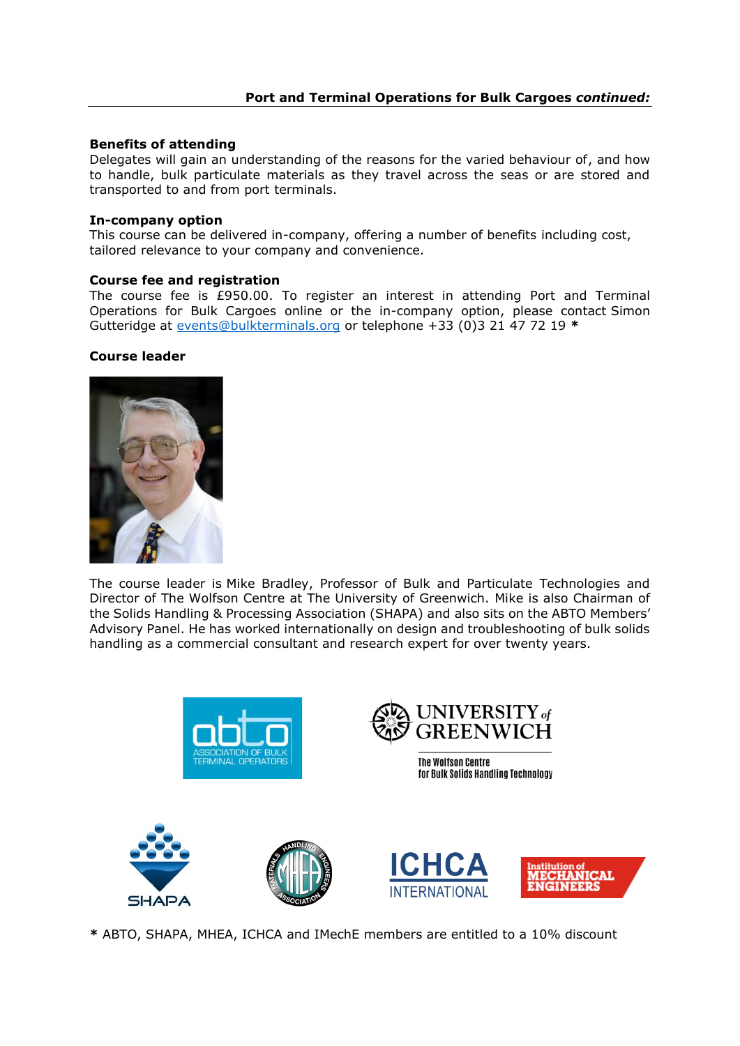### Benefits of attending

Delegates will gain an understanding of the reasons for the varied behaviour of, and how to handle, bulk particulate materials as they travel across the seas or are stored and transported to and from port terminals.

### In-company option

This course can be delivered in-company, offering a number of benefits including cost, tailored relevance to your company and convenience.

### Course fee and registration

The course fee is £950.00. To register an interest in attending Port and Terminal Operations for Bulk Cargoes online or the in-company option, please contact Simon Gutteridge at events@bulkterminals.org or telephone +33 (0)3 21 47 72 19 **\***

### Course leader

The course leader is Mike Bradley, Professor of Bulk and Particulate Technologies and Director of The Wolfson Centre at The University of Greenwich. Mike is also Chairman of the Solids Handling & Processing Association (SHAPA) and also sits on the ABTO Members' Advisory Panel. He has worked internationally on design and troubleshooting of bulk solids handling as a commercial consultant and research expert for over twenty years.

**\*** ABTO, SHAPA, MHEA, ICHCA and IMechE members are entitled to a 10% discount